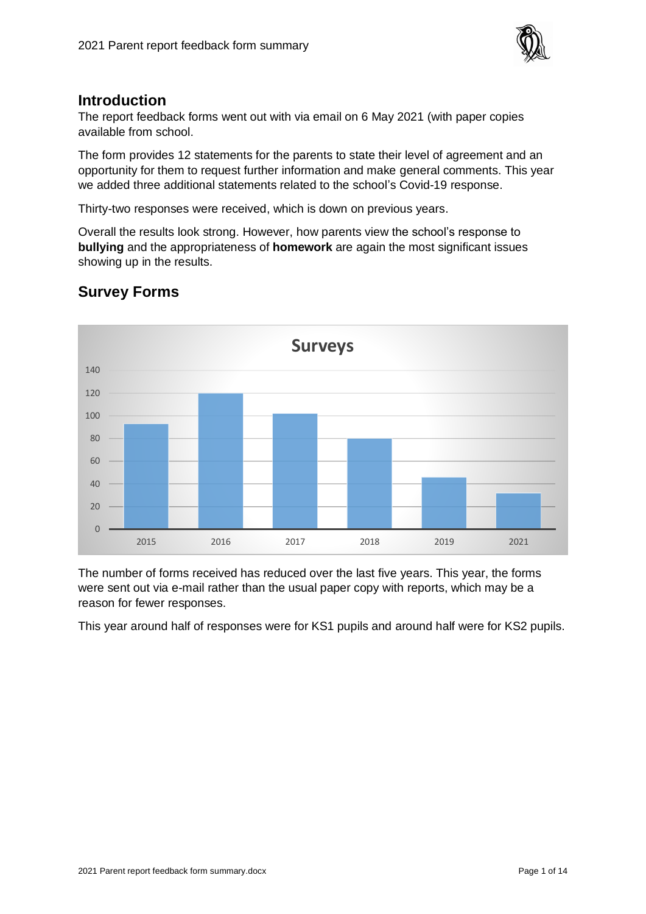## Introduction

The report feedback forms went out with via email on 6 May 2021 (with paper copies available from school.

The form provides 12 statements for the parents to state their level of agreement and an opportunity for them to request further information and make general comments. This year we added three additional statements related to the school's Covid-19 response.

Thirty-two responses were received, which is down on previous years.

Overall the results look strong. However, how parents view the school's response to **bullying** and the appropriateness of **homework** are again the most significant issues showing up in the results.

## Survey Forms

**Surveys**

| Year | Surveys |
|---|---|
| 2015 | 93 |
| 2016 | 120 |
| 2017 | 102 |
| 2018 | 80 |
| 2019 | 46 |
| 2021 | 32 |

The number of forms received has reduced over the last five years. This year, the forms were sent out via e-mail rather than the usual paper copy with reports, which may be a reason for fewer responses.

This year around half of responses were for KS1 pupils and around half were for KS2 pupils.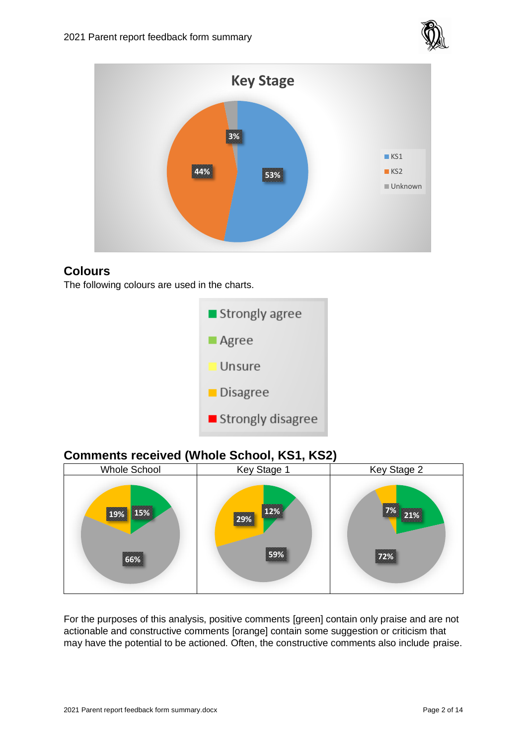## Key Stage

- KS1: 53%
- KS2: 44%
- Unknown: 3%

## Colours

The following colours are used in the charts.

- Strongly agree
- Agree
- Unsure
- Disagree
- Strongly disagree

## Comments received (Whole School, KS1, KS2)

| Whole School | Key Stage 1 | Key Stage 2 |
|---|---|---|
| 15% / 19% / 66% | 12% / 29% / 59% | 21% / 7% / 72% |

For the purposes of this analysis, positive comments [green] contain only praise and are not actionable and constructive comments [orange] contain some suggestion or criticism that may have the potential to be actioned. Often, the constructive comments also include praise.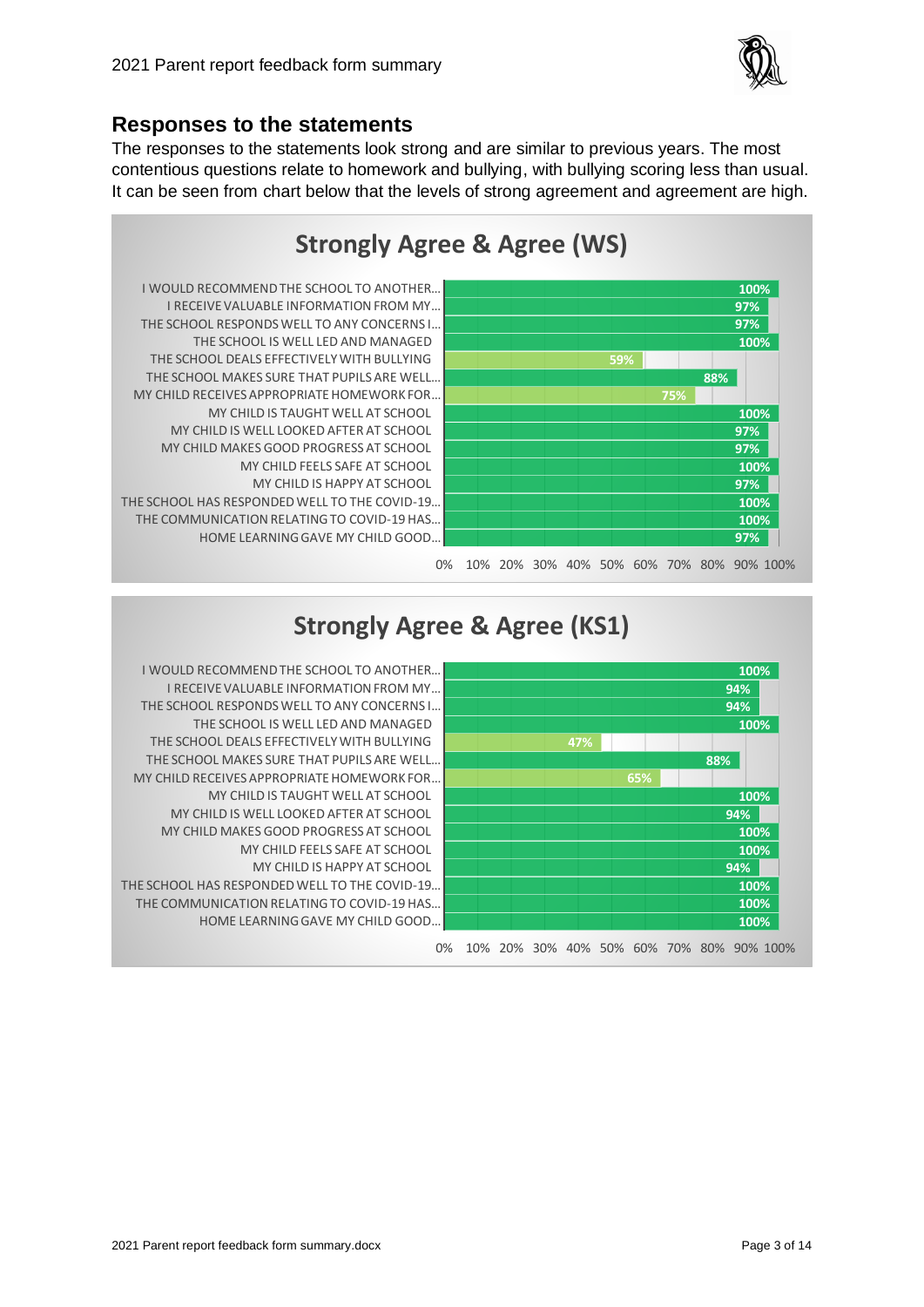## Responses to the statements

The responses to the statements look strong and are similar to previous years. The most contentious questions relate to homework and bullying, with bullying scoring less than usual. It can be seen from chart below that the levels of strong agreement and agreement are high.

### Strongly Agree & Agree (WS)

| Statement | % |
|---|---|
| I WOULD RECOMMEND THE SCHOOL TO ANOTHER… | 100% |
| I RECEIVE VALUABLE INFORMATION FROM MY… | 97% |
| THE SCHOOL RESPONDS WELL TO ANY CONCERNS I… | 97% |
| THE SCHOOL IS WELL LED AND MANAGED | 100% |
| THE SCHOOL DEALS EFFECTIVELY WITH BULLYING | 59% |
| THE SCHOOL MAKES SURE THAT PUPILS ARE WELL… | 88% |
| MY CHILD RECEIVES APPROPRIATE HOMEWORK FOR… | 75% |
| MY CHILD IS TAUGHT WELL AT SCHOOL | 100% |
| MY CHILD IS WELL LOOKED AFTER AT SCHOOL | 97% |
| MY CHILD MAKES GOOD PROGRESS AT SCHOOL | 97% |
| MY CHILD FEELS SAFE AT SCHOOL | 100% |
| MY CHILD IS HAPPY AT SCHOOL | 97% |
| THE SCHOOL HAS RESPONDED WELL TO THE COVID-19… | 100% |
| THE COMMUNICATION RELATING TO COVID-19 HAS… | 100% |
| HOME LEARNING GAVE MY CHILD GOOD… | 97% |

### Strongly Agree & Agree (KS1)

| Statement | % |
|---|---|
| I WOULD RECOMMEND THE SCHOOL TO ANOTHER… | 100% |
| I RECEIVE VALUABLE INFORMATION FROM MY… | 94% |
| THE SCHOOL RESPONDS WELL TO ANY CONCERNS I… | 94% |
| THE SCHOOL IS WELL LED AND MANAGED | 100% |
| THE SCHOOL DEALS EFFECTIVELY WITH BULLYING | 47% |
| THE SCHOOL MAKES SURE THAT PUPILS ARE WELL… | 88% |
| MY CHILD RECEIVES APPROPRIATE HOMEWORK FOR… | 65% |
| MY CHILD IS TAUGHT WELL AT SCHOOL | 100% |
| MY CHILD IS WELL LOOKED AFTER AT SCHOOL | 94% |
| MY CHILD MAKES GOOD PROGRESS AT SCHOOL | 100% |
| MY CHILD FEELS SAFE AT SCHOOL | 100% |
| MY CHILD IS HAPPY AT SCHOOL | 94% |
| THE SCHOOL HAS RESPONDED WELL TO THE COVID-19… | 100% |
| THE COMMUNICATION RELATING TO COVID-19 HAS… | 100% |
| HOME LEARNING GAVE MY CHILD GOOD… | 100% |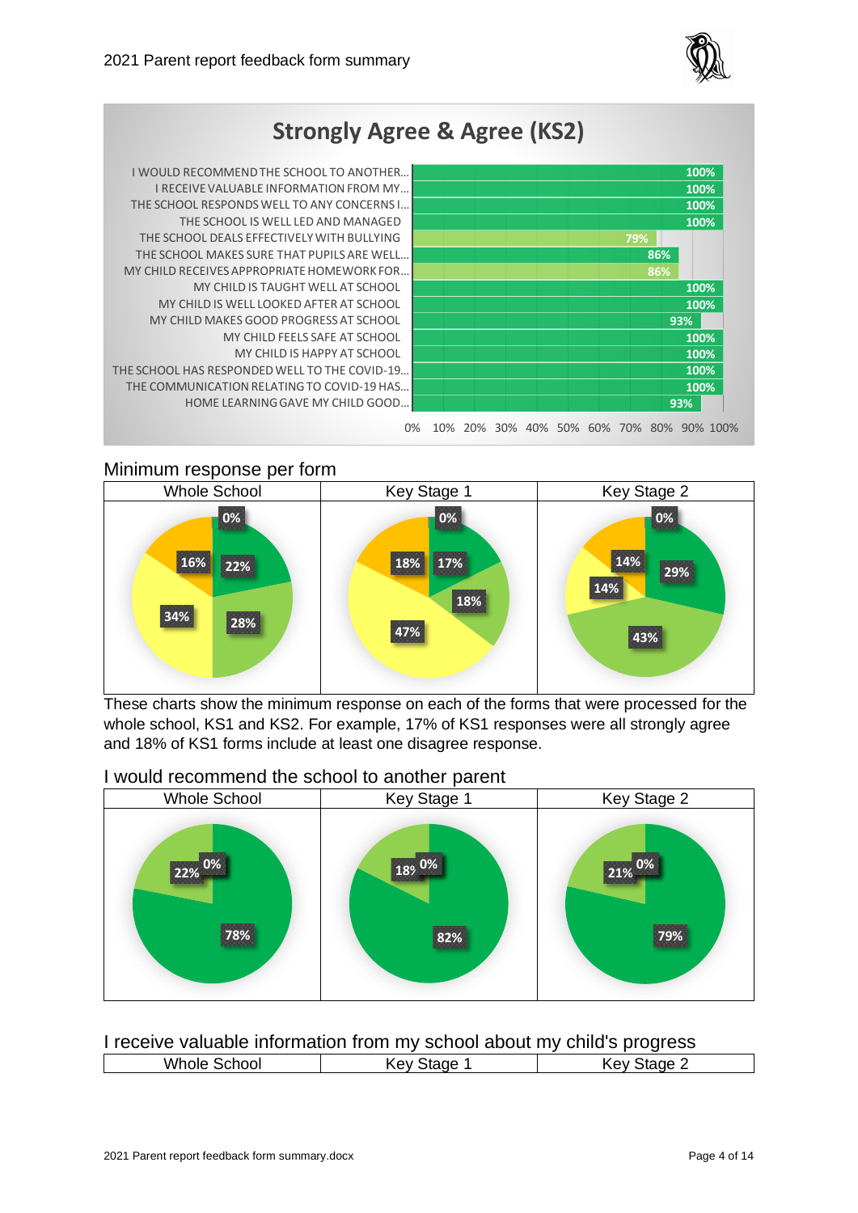## Strongly Agree & Agree (KS2)

| Statement | % |
|---|---|
| I WOULD RECOMMEND THE SCHOOL TO ANOTHER... | 100% |
| I RECEIVE VALUABLE INFORMATION FROM MY... | 100% |
| THE SCHOOL RESPONDS WELL TO ANY CONCERNS I... | 100% |
| THE SCHOOL IS WELL LED AND MANAGED | 100% |
| THE SCHOOL DEALS EFFECTIVELY WITH BULLYING | 79% |
| THE SCHOOL MAKES SURE THAT PUPILS ARE WELL... | 86% |
| MY CHILD RECEIVES APPROPRIATE HOMEWORK FOR... | 86% |
| MY CHILD IS TAUGHT WELL AT SCHOOL | 100% |
| MY CHILD IS WELL LOOKED AFTER AT SCHOOL | 100% |
| MY CHILD MAKES GOOD PROGRESS AT SCHOOL | 93% |
| MY CHILD FEELS SAFE AT SCHOOL | 100% |
| MY CHILD IS HAPPY AT SCHOOL | 100% |
| THE SCHOOL HAS RESPONDED WELL TO THE COVID-19... | 100% |
| THE COMMUNICATION RELATING TO COVID-19 HAS... | 100% |
| HOME LEARNING GAVE MY CHILD GOOD... | 93% |

## Minimum response per form

| Whole School | Key Stage 1 | Key Stage 2 |
|---|---|---|
| 0%, 22%, 28%, 34%, 16% | 0%, 17%, 18%, 47%, 18% | 0%, 29%, 43%, 14%, 14% |

These charts show the minimum response on each of the forms that were processed for the whole school, KS1 and KS2. For example, 17% of KS1 responses were all strongly agree and 18% of KS1 forms include at least one disagree response.

## I would recommend the school to another parent

| Whole School | Key Stage 1 | Key Stage 2 |
|---|---|---|
| 78%, 22%, 0% | 82%, 18%, 0% | 79%, 21%, 0% |

## I receive valuable information from my school about my child's progress

| Whole School | Key Stage 1 | Key Stage 2 |
|---|---|---|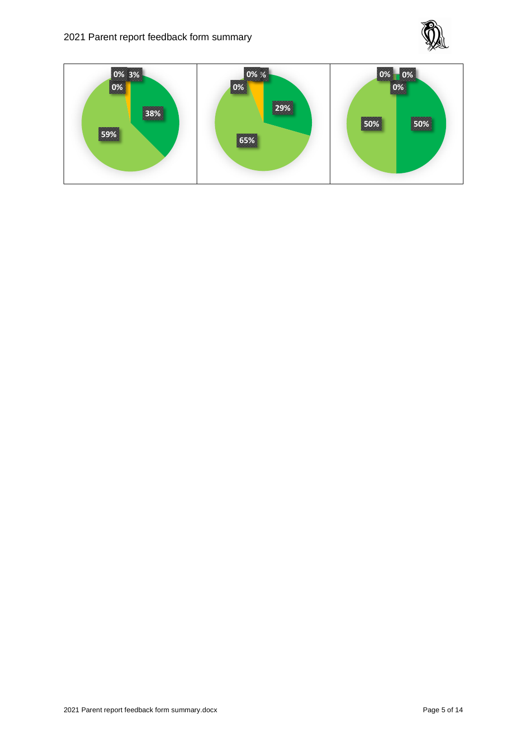| | | |
|---|---|---|
| 0% 3% 0% 38% 59% | 0% % 0% 29% 65% | 0% 0% 0% 50% 50% |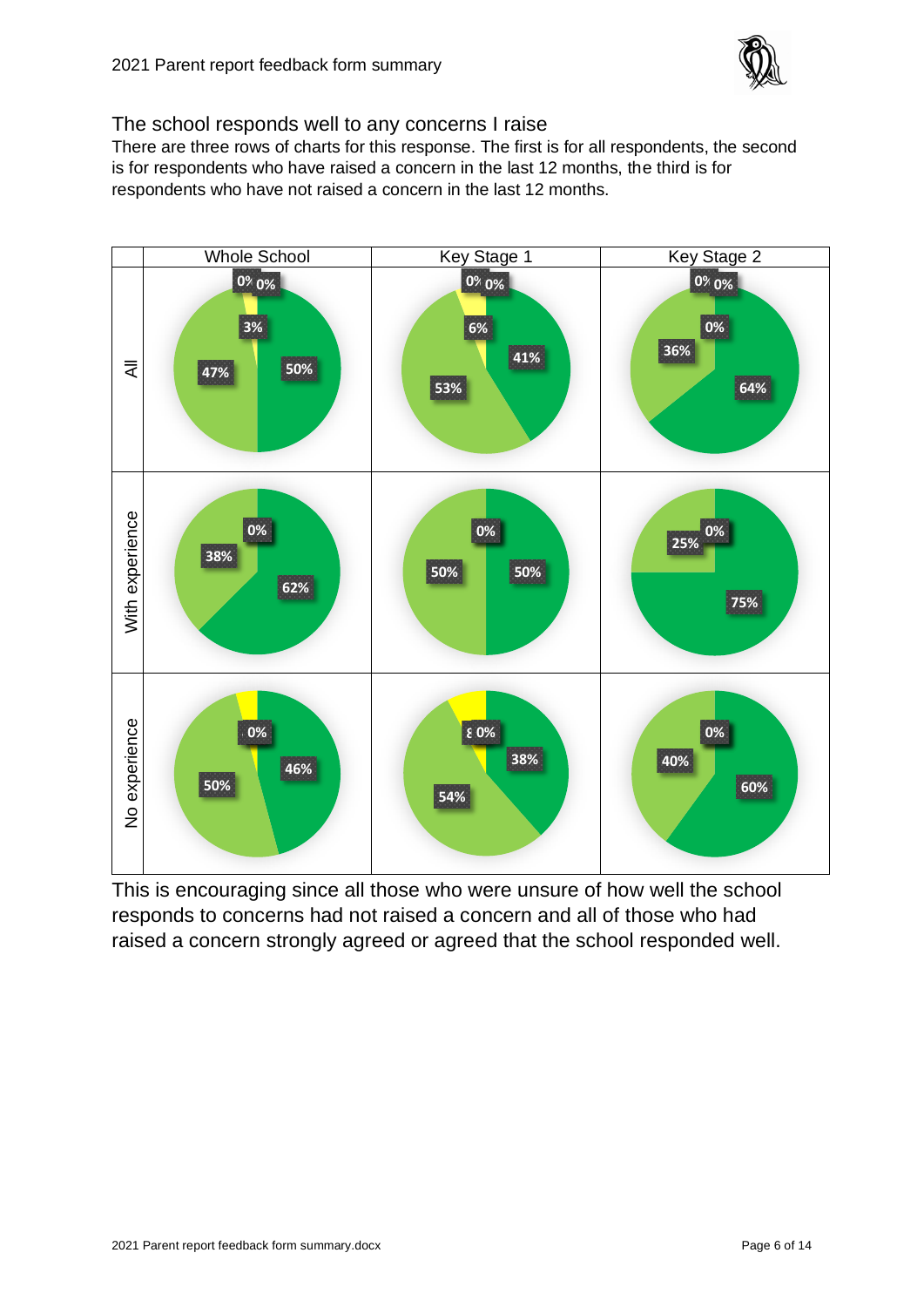## The school responds well to any concerns I raise

There are three rows of charts for this response. The first is for all respondents, the second is for respondents who have raised a concern in the last 12 months, the third is for respondents who have not raised a concern in the last 12 months.

| | Whole School | Key Stage 1 | Key Stage 2 |
|---|---|---|---|
| All | 0%, 0%, 3%, 47%, 50% | 0%, 0%, 6%, 53%, 41% | 0%, 0%, 0%, 36%, 64% |
| With experience | 0%, 38%, 62% | 0%, 50%, 50% | 0%, 25%, 75% |
| No experience | 0%, 50%, 46% | 0%, 54%, 38% | 0%, 40%, 60% |

This is encouraging since all those who were unsure of how well the school responds to concerns had not raised a concern and all of those who had raised a concern strongly agreed or agreed that the school responded well.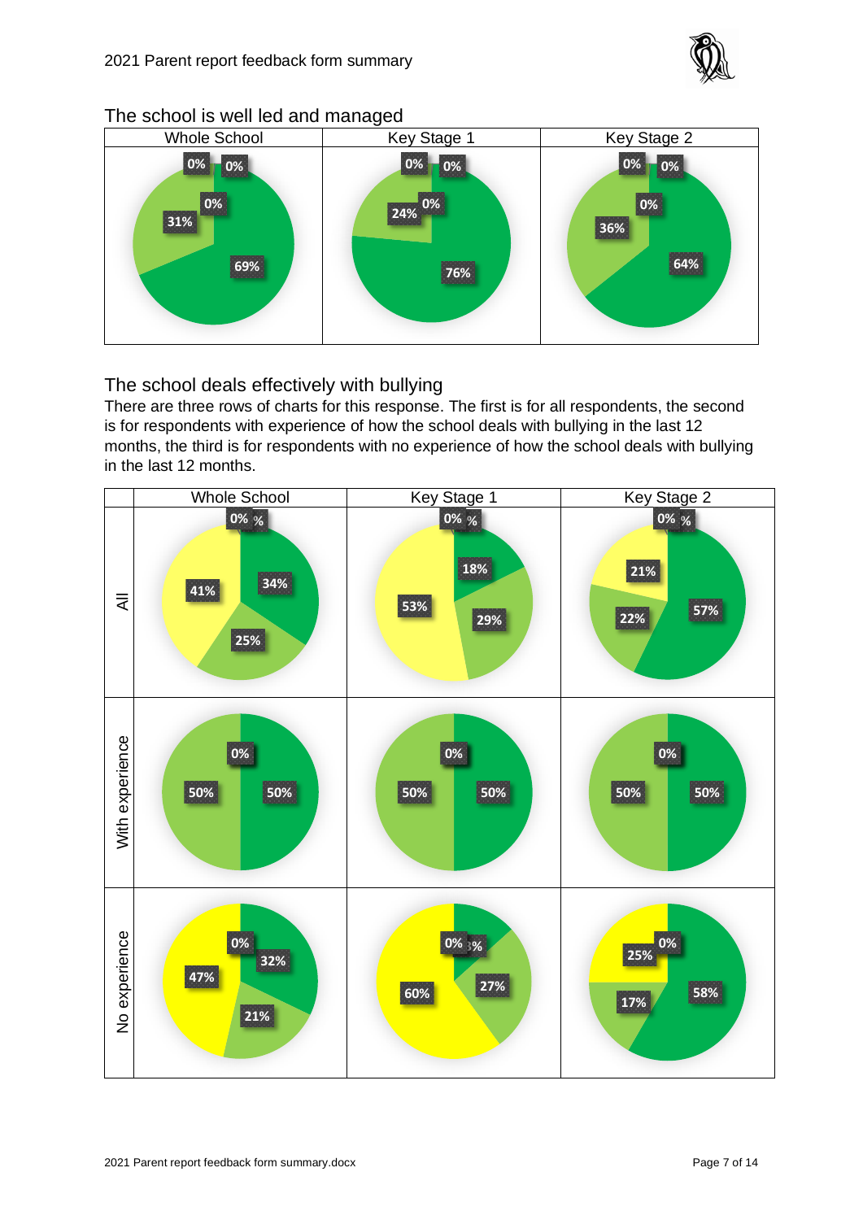## The school is well led and managed

| Whole School | Key Stage 1 | Key Stage 2 |
|---|---|---|
| 0% | 0% | 0% |
| 0% | 0% | 0% |
| 0% | 0% | 0% |
| 31% | 24% | 36% |
| 69% | 76% | 64% |

## The school deals effectively with bullying

There are three rows of charts for this response. The first is for all respondents, the second is for respondents with experience of how the school deals with bullying in the last 12 months, the third is for respondents with no experience of how the school deals with bullying in the last 12 months.

| | Whole School | Key Stage 1 | Key Stage 2 |
|---|---|---|---|
| All | 0% %, 34%, 25%, 41% | 0% %, 18%, 29%, 53% | 0% %, 57%, 22%, 21% |
| With experience | 0%, 50%, 50% | 0%, 50%, 50% | 0%, 50%, 50% |
| No experience | 0%, 32%, 21%, 47% | 0%, %, 27%, 60% | 0%, 58%, 17%, 25% |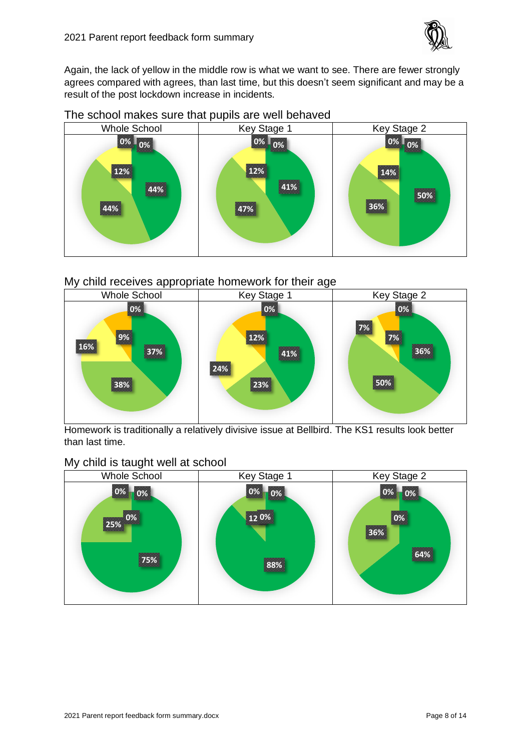Again, the lack of yellow in the middle row is what we want to see. There are fewer strongly agrees compared with agrees, than last time, but this doesn't seem significant and may be a result of the post lockdown increase in incidents.

## The school makes sure that pupils are well behaved

| Whole School | Key Stage 1 | Key Stage 2 |
|---|---|---|
| 0%, 0%, 12%, 44%, 44% | 0%, 0%, 12%, 41%, 47% | 0%, 0%, 14%, 50%, 36% |

## My child receives appropriate homework for their age

| Whole School | Key Stage 1 | Key Stage 2 |
|---|---|---|
| 0%, 9%, 16%, 37%, 38% | 0%, 12%, 24%, 41%, 23% | 0%, 7%, 7%, 36%, 50% |

Homework is traditionally a relatively divisive issue at Bellbird. The KS1 results look better than last time.

## My child is taught well at school

| Whole School | Key Stage 1 | Key Stage 2 |
|---|---|---|
| 0%, 0%, 0%, 25%, 75% | 0%, 0%, 0%, 12, 88% | 0%, 0%, 0%, 36%, 64% |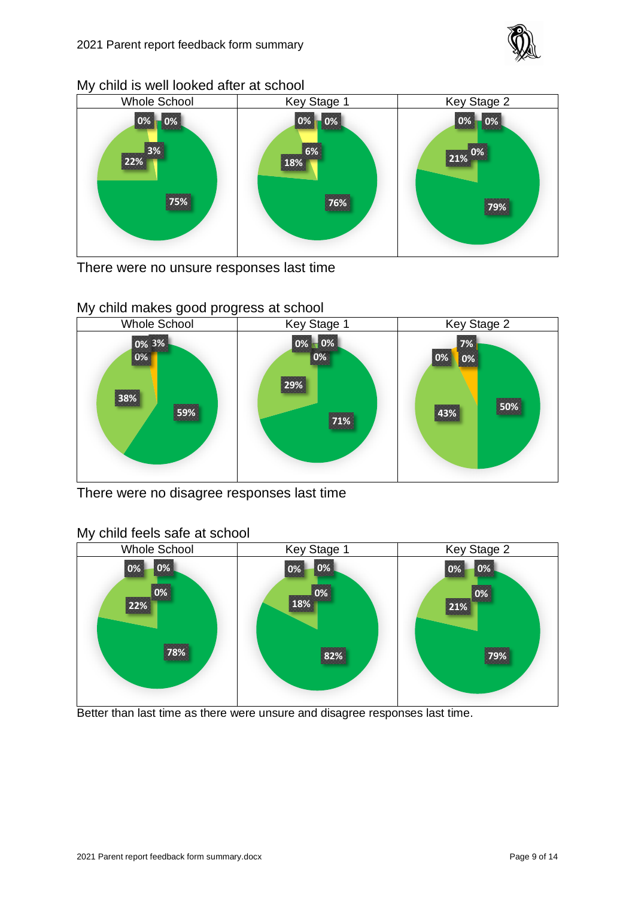## My child is well looked after at school

| Whole School | Key Stage 1 | Key Stage 2 |
|---|---|---|
| 0%, 0%, 3%, 22%, 75% | 0%, 0%, 6%, 18%, 76% | 0%, 0%, 0%, 21%, 79% |

There were no unsure responses last time

## My child makes good progress at school

| Whole School | Key Stage 1 | Key Stage 2 |
|---|---|---|
| 0%, 3%, 0%, 38%, 59% | 0%, 0%, 0%, 29%, 71% | 7%, 0%, 0%, 43%, 50% |

There were no disagree responses last time

## My child feels safe at school

| Whole School | Key Stage 1 | Key Stage 2 |
|---|---|---|
| 0%, 0%, 0%, 22%, 78% | 0%, 0%, 0%, 18%, 82% | 0%, 0%, 0%, 21%, 79% |

Better than last time as there were unsure and disagree responses last time.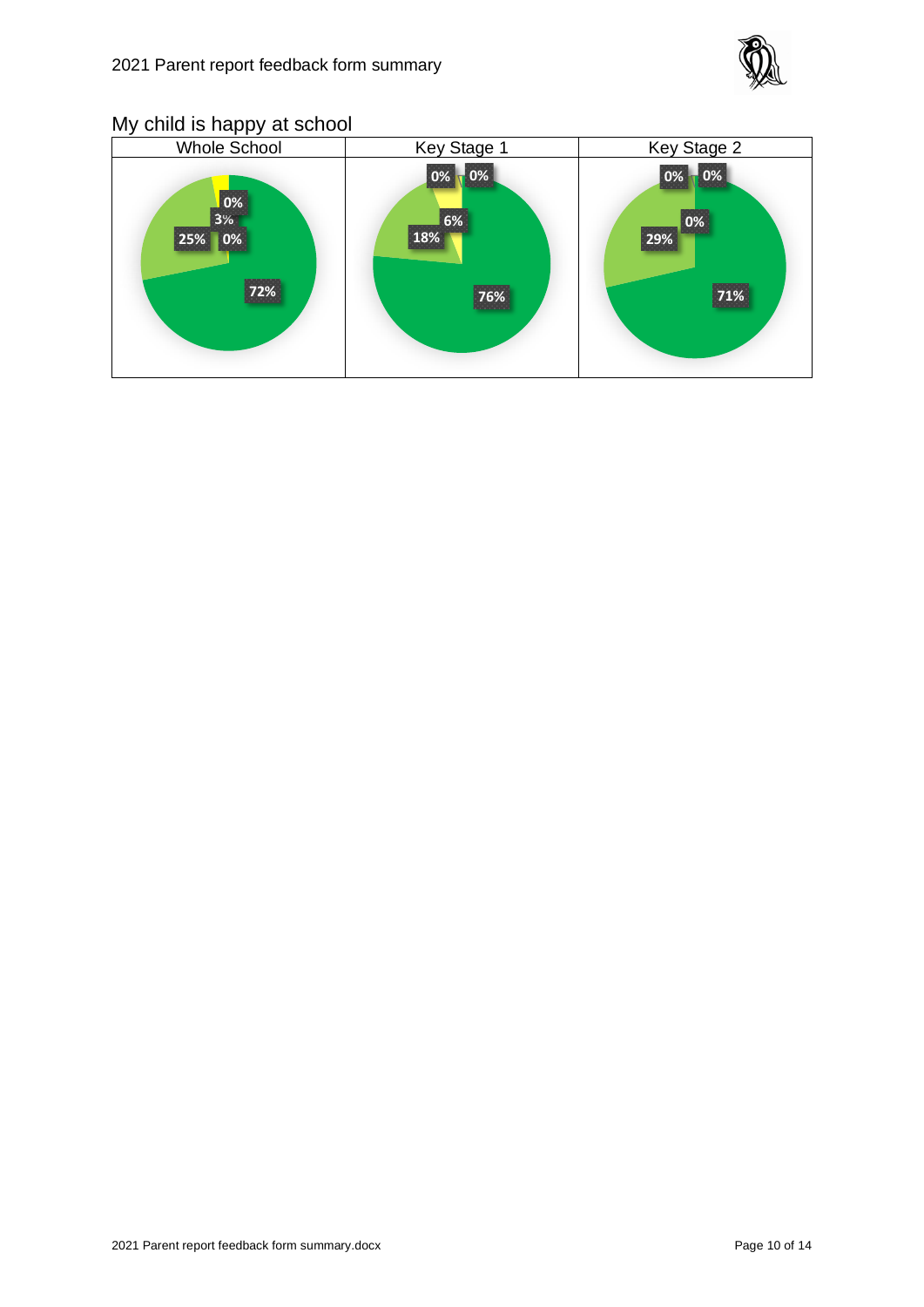## My child is happy at school

| Whole School | Key Stage 1 | Key Stage 2 |
|---|---|---|
| 0%, 3%, 25%, 0%, 72% | 0%, 0%, 6%, 18%, 76% | 0%, 0%, 0%, 29%, 71% |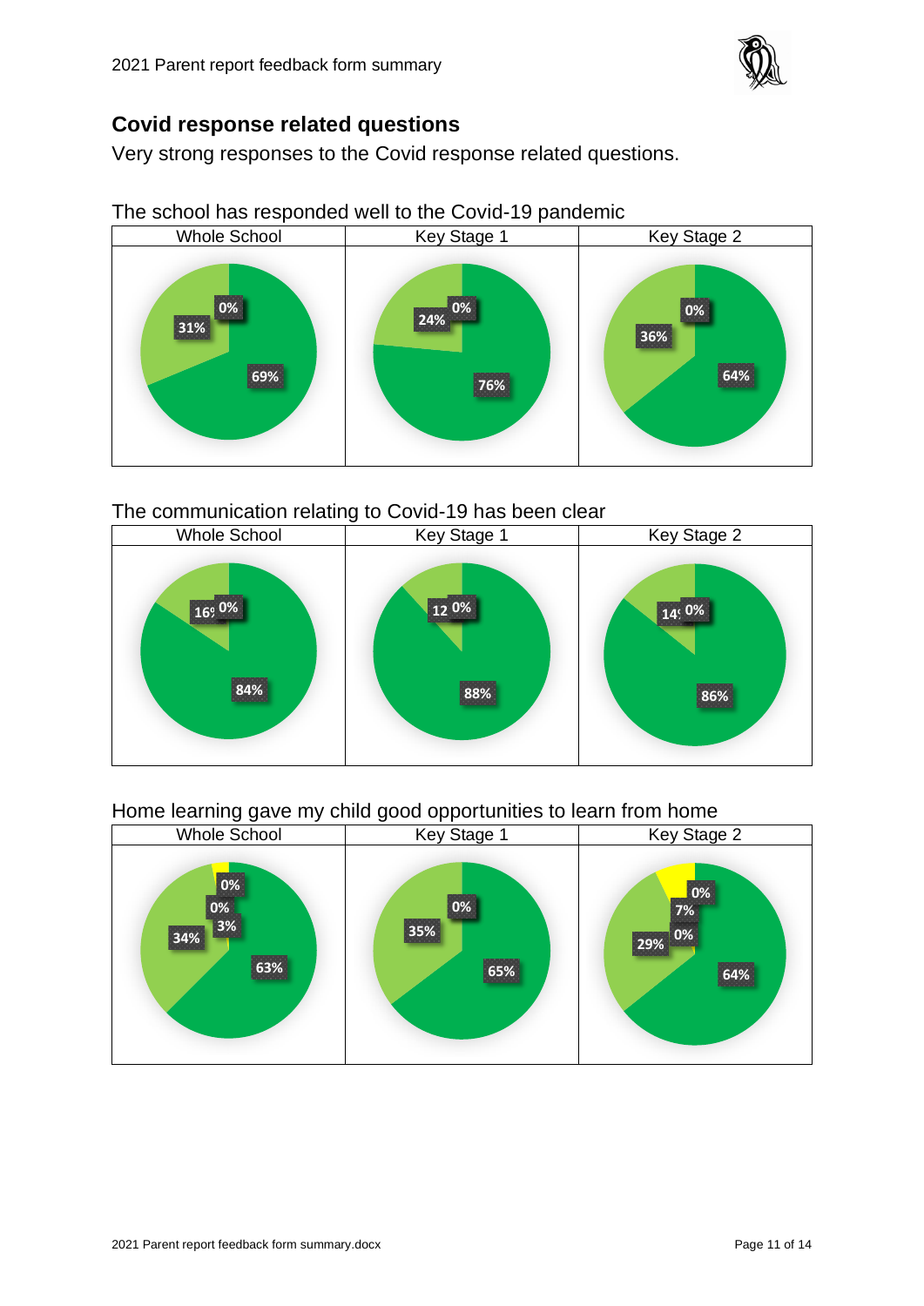## Covid response related questions

Very strong responses to the Covid response related questions.

The school has responded well to the Covid-19 pandemic

| Whole School | Key Stage 1 | Key Stage 2 |
|---|---|---|
| 0%, 31%, 69% | 0%, 24%, 76% | 0%, 36%, 64% |

The communication relating to Covid-19 has been clear

| Whole School | Key Stage 1 | Key Stage 2 |
|---|---|---|
| 16%, 0%, 84% | 12%, 0%, 88% | 14%, 0%, 86% |

Home learning gave my child good opportunities to learn from home

| Whole School | Key Stage 1 | Key Stage 2 |
|---|---|---|
| 0%, 0%, 3%, 34%, 63% | 0%, 35%, 65% | 0%, 7%, 0%, 29%, 64% |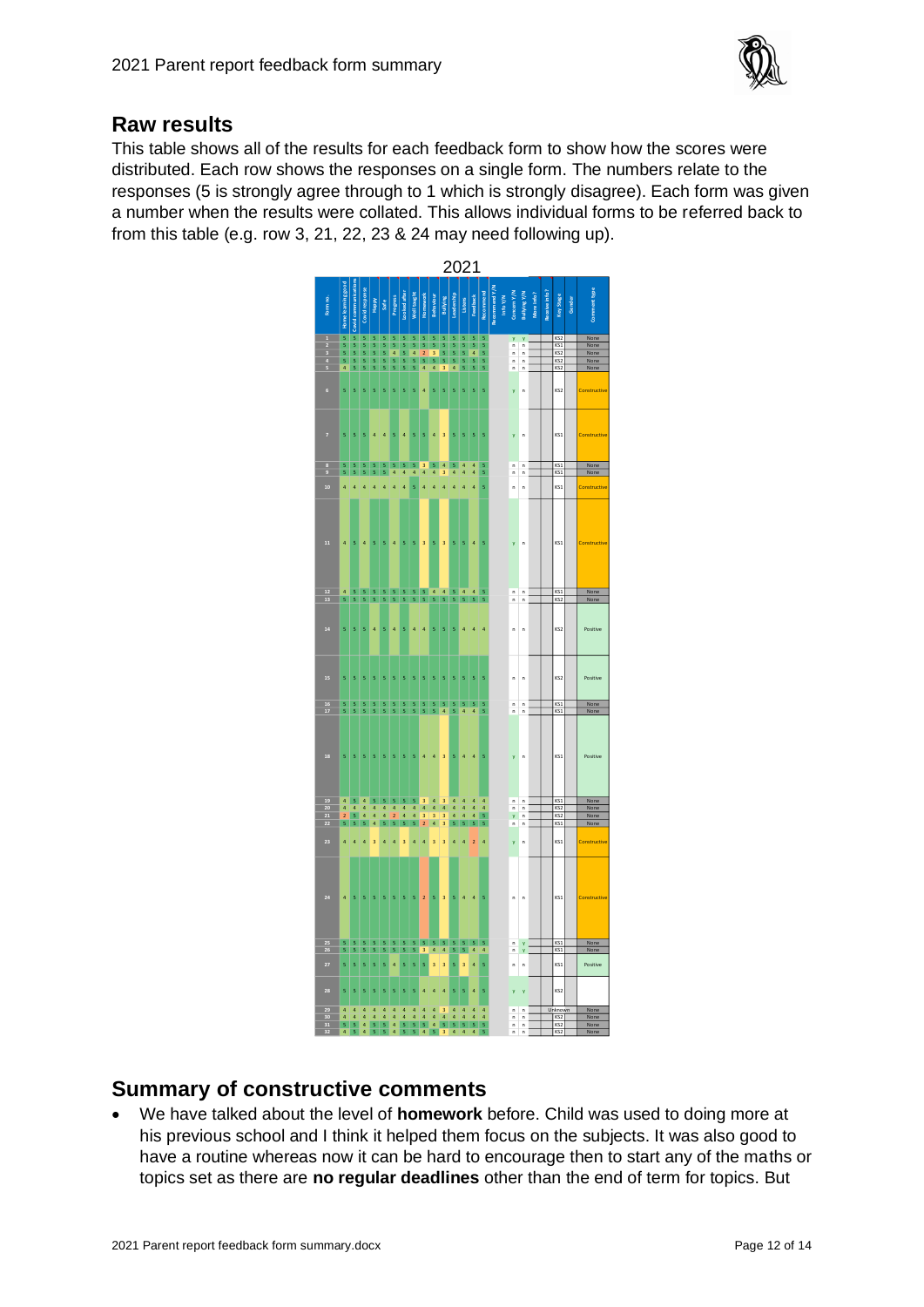## Raw results

This table shows all of the results for each feedback form to show how the scores were distributed. Each row shows the responses on a single form. The numbers relate to the responses (5 is strongly agree through to 1 which is strongly disagree). Each form was given a number when the results were collated. This allows individual forms to be referred back to from this table (e.g. row 3, 21, 22, 23 & 24 may need following up).

**2021**

| Form no. | Home learning good | Good communications | Cared for | Happy | Safe | Progress | Looked after | Well taught | Homework | Behaviour | Bullying | Leadership | Listens | Feedback | Recommend | Recommend Y/N | Info Y/N | Concern Y/N | Bullying Y/N | More info? | Receive info? | Key Stage | Gender | Comment type |
|---|---|---|---|---|---|---|---|---|---|---|---|---|---|---|---|---|---|---|---|---|---|---|---|---|
| 1 | 5 | 5 | 5 | 5 | 5 | 5 | 5 | 5 | 5 | 5 | 5 | 5 | 5 | 5 | 5 | | | y | y | | | KS2 | | None |
| 2 | 5 | 5 | 5 | 5 | 5 | 5 | 5 | 5 | 5 | 5 | 5 | 5 | 5 | 5 | 5 | | | n | n | | | KS1 | | None |
| 3 | 5 | 5 | 5 | 5 | 5 | 4 | 5 | 4 | 2 | 3 | 5 | 5 | 5 | 4 | 5 | | | n | n | | | KS2 | | None |
| 4 | 5 | 5 | 5 | 5 | 5 | 5 | 5 | 5 | 5 | 5 | 5 | 5 | 5 | 5 | 5 | | | n | n | | | KS2 | | None |
| 5 | 4 | 5 | 5 | 5 | 5 | 5 | 5 | 5 | 4 | 4 | 3 | 4 | 5 | 5 | 5 | | | n | n | | | KS2 | | None |
| 6 | 5 | 5 | 5 | 5 | 5 | 5 | 5 | 5 | 4 | 5 | 5 | 5 | 5 | 5 | 5 | | | y | n | | | KS2 | | Constructive |
| 7 | 5 | 5 | 5 | 4 | 4 | 5 | 4 | 5 | 5 | 4 | 3 | 5 | 5 | 5 | 5 | | | y | n | | | KS1 | | Constructive |
| 8 | 5 | 5 | 5 | 5 | 5 | 5 | 5 | 5 | 3 | 5 | 4 | 5 | 4 | 4 | 5 | | | n | n | | | KS1 | | None |
| 9 | 5 | 5 | 5 | 5 | 5 | 4 | 4 | 4 | 4 | 4 | 3 | 4 | 4 | 4 | 5 | | | n | n | | | KS1 | | None |
| 10 | 4 | 4 | 4 | 4 | 4 | 4 | 4 | 5 | 4 | 4 | 4 | 4 | 4 | 4 | 5 | | | n | n | | | KS1 | | Constructive |
| 11 | 4 | 5 | 4 | 5 | 5 | 4 | 5 | 5 | 3 | 5 | 3 | 5 | 5 | 4 | 5 | | | y | n | | | KS1 | | Constructive |
| 12 | 4 | 5 | 5 | 5 | 5 | 5 | 5 | 5 | 5 | 4 | 4 | 5 | 4 | 4 | 5 | | | n | n | | | KS1 | | None |
| 13 | 5 | 5 | 5 | 5 | 5 | 5 | 5 | 5 | 5 | 5 | 5 | 5 | 5 | 5 | 5 | | | n | n | | | KS2 | | None |
| 14 | 5 | 5 | 5 | 4 | 5 | 4 | 5 | 4 | 4 | 5 | 5 | 5 | 4 | 4 | 4 | | | n | n | | | KS2 | | Positive |
| 15 | 5 | 5 | 5 | 5 | 5 | 5 | 5 | 5 | 5 | 5 | 5 | 5 | 5 | 5 | 5 | | | n | n | | | KS2 | | Positive |
| 16 | 5 | 5 | 5 | 5 | 5 | 5 | 5 | 5 | 5 | 5 | 5 | 5 | 5 | 5 | 5 | | | n | n | | | KS1 | | None |
| 17 | 5 | 5 | 5 | 5 | 5 | 5 | 5 | 5 | 5 | 5 | 4 | 5 | 4 | 4 | 5 | | | n | n | | | KS1 | | None |
| 18 | 5 | 5 | 5 | 5 | 5 | 5 | 5 | 5 | 4 | 4 | 3 | 5 | 4 | 4 | 5 | | | y | n | | | KS1 | | Positive |
| 19 | 4 | 5 | 4 | 5 | 5 | 5 | 5 | 5 | 3 | 4 | 3 | 4 | 4 | 4 | 4 | | | n | n | | | KS1 | | None |
| 20 | 4 | 4 | 4 | 4 | 4 | 4 | 4 | 4 | 4 | 4 | 4 | 4 | 4 | 4 | 4 | | | n | n | | | KS2 | | None |
| 21 | 2 | 5 | 4 | 4 | 4 | 2 | 4 | 4 | 3 | 3 | 3 | 4 | 4 | 4 | 5 | | | y | n | | | KS2 | | None |
| 22 | 5 | 5 | 5 | 4 | 5 | 5 | 5 | 5 | 2 | 4 | 3 | 5 | 5 | 5 | 5 | | | n | n | | | KS1 | | None |
| 23 | 4 | 4 | 4 | 3 | 4 | 4 | 3 | 4 | 4 | 3 | 3 | 4 | 4 | 2 | 4 | | | y | n | | | KS1 | | Constructive |
| 24 | 4 | 5 | 5 | 5 | 5 | 5 | 5 | 5 | 2 | 5 | 3 | 5 | 4 | 4 | 5 | | | n | n | | | KS1 | | Constructive |
| 25 | 5 | 5 | 5 | 5 | 5 | 5 | 5 | 5 | 5 | 5 | 5 | 5 | 5 | 5 | 5 | | | n | y | | | KS1 | | None |
| 26 | 5 | 5 | 5 | 5 | 5 | 5 | 5 | 5 | 3 | 4 | 4 | 5 | 5 | 4 | 4 | | | n | y | | | KS1 | | None |
| 27 | 5 | 5 | 5 | 5 | 5 | 4 | 5 | 5 | 5 | 3 | 3 | 5 | 3 | 4 | 5 | | | n | n | | | KS1 | | Positive |
| 28 | 5 | 5 | 5 | 5 | 5 | 5 | 5 | 5 | 4 | 4 | 4 | 5 | 5 | 4 | 5 | | | y | y | | | KS2 | | |
| 29 | 4 | 4 | 4 | 4 | 4 | 4 | 4 | 4 | 4 | 4 | 3 | 4 | 4 | 4 | 4 | | | n | n | | | Unknown | | None |
| 30 | 4 | 4 | 4 | 4 | 4 | 4 | 4 | 4 | 4 | 4 | 4 | 4 | 4 | 4 | 4 | | | n | n | | | KS2 | | None |
| 31 | 5 | 5 | 4 | 5 | 5 | 4 | 5 | 5 | 5 | 4 | 5 | 5 | 5 | 5 | 5 | | | n | n | | | KS2 | | None |
| 32 | 4 | 5 | 4 | 5 | 5 | 4 | 5 | 5 | 4 | 5 | 3 | 4 | 4 | 4 | 5 | | | n | n | | | KS2 | | None |

## Summary of constructive comments

- We have talked about the level of **homework** before. Child was used to doing more at his previous school and I think it helped them focus on the subjects. It was also good to have a routine whereas now it can be hard to encourage then to start any of the maths or topics set as there are **no regular deadlines** other than the end of term for topics. But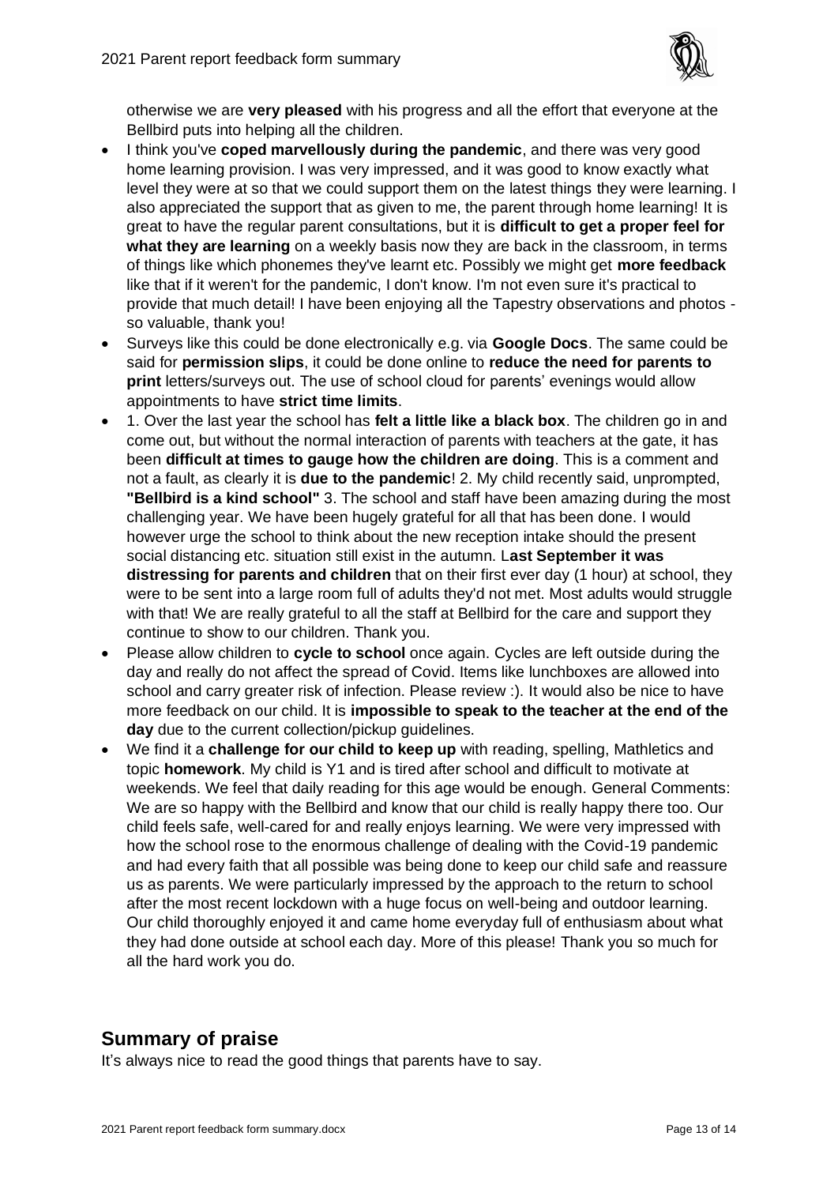otherwise we are **very pleased** with his progress and all the effort that everyone at the Bellbird puts into helping all the children.

- I think you've **coped marvellously during the pandemic**, and there was very good home learning provision. I was very impressed, and it was good to know exactly what level they were at so that we could support them on the latest things they were learning. I also appreciated the support that as given to me, the parent through home learning! It is great to have the regular parent consultations, but it is **difficult to get a proper feel for what they are learning** on a weekly basis now they are back in the classroom, in terms of things like which phonemes they've learnt etc. Possibly we might get **more feedback** like that if it weren't for the pandemic, I don't know. I'm not even sure it's practical to provide that much detail! I have been enjoying all the Tapestry observations and photos - so valuable, thank you!
- Surveys like this could be done electronically e.g. via **Google Docs**. The same could be said for **permission slips**, it could be done online to **reduce the need for parents to print** letters/surveys out. The use of school cloud for parents' evenings would allow appointments to have **strict time limits**.
- 1. Over the last year the school has **felt a little like a black box**. The children go in and come out, but without the normal interaction of parents with teachers at the gate, it has been **difficult at times to gauge how the children are doing**. This is a comment and not a fault, as clearly it is **due to the pandemic**! 2. My child recently said, unprompted, **"Bellbird is a kind school"** 3. The school and staff have been amazing during the most challenging year. We have been hugely grateful for all that has been done. I would however urge the school to think about the new reception intake should the present social distancing etc. situation still exist in the autumn. L**ast September it was distressing for parents and children** that on their first ever day (1 hour) at school, they were to be sent into a large room full of adults they'd not met. Most adults would struggle with that! We are really grateful to all the staff at Bellbird for the care and support they continue to show to our children. Thank you.
- Please allow children to **cycle to school** once again. Cycles are left outside during the day and really do not affect the spread of Covid. Items like lunchboxes are allowed into school and carry greater risk of infection. Please review :). It would also be nice to have more feedback on our child. It is **impossible to speak to the teacher at the end of the day** due to the current collection/pickup guidelines.
- We find it a **challenge for our child to keep up** with reading, spelling, Mathletics and topic **homework**. My child is Y1 and is tired after school and difficult to motivate at weekends. We feel that daily reading for this age would be enough. General Comments: We are so happy with the Bellbird and know that our child is really happy there too. Our child feels safe, well-cared for and really enjoys learning. We were very impressed with how the school rose to the enormous challenge of dealing with the Covid-19 pandemic and had every faith that all possible was being done to keep our child safe and reassure us as parents. We were particularly impressed by the approach to the return to school after the most recent lockdown with a huge focus on well-being and outdoor learning. Our child thoroughly enjoyed it and came home everyday full of enthusiasm about what they had done outside at school each day. More of this please! Thank you so much for all the hard work you do.

## Summary of praise

It's always nice to read the good things that parents have to say.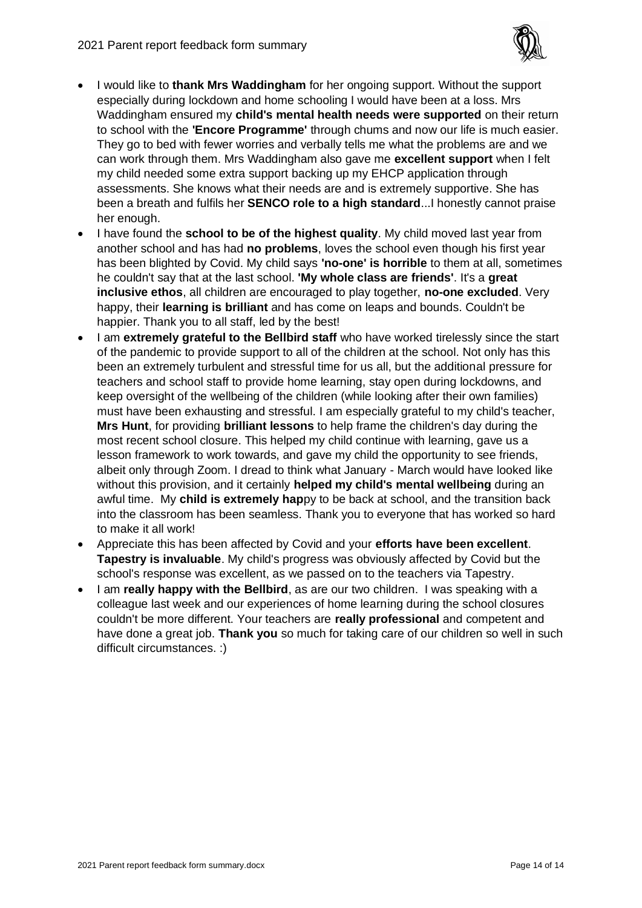- I would like to **thank Mrs Waddingham** for her ongoing support. Without the support especially during lockdown and home schooling I would have been at a loss. Mrs Waddingham ensured my **child's mental health needs were supported** on their return to school with the **'Encore Programme'** through chums and now our life is much easier. They go to bed with fewer worries and verbally tells me what the problems are and we can work through them. Mrs Waddingham also gave me **excellent support** when I felt my child needed some extra support backing up my EHCP application through assessments. She knows what their needs are and is extremely supportive. She has been a breath and fulfils her **SENCO role to a high standard**...I honestly cannot praise her enough.
- I have found the **school to be of the highest quality**. My child moved last year from another school and has had **no problems**, loves the school even though his first year has been blighted by Covid. My child says **'no-one' is horrible** to them at all, sometimes he couldn't say that at the last school. **'My whole class are friends'**. It's a **great inclusive ethos**, all children are encouraged to play together, **no-one excluded**. Very happy, their **learning is brilliant** and has come on leaps and bounds. Couldn't be happier. Thank you to all staff, led by the best!
- I am **extremely grateful to the Bellbird staff** who have worked tirelessly since the start of the pandemic to provide support to all of the children at the school. Not only has this been an extremely turbulent and stressful time for us all, but the additional pressure for teachers and school staff to provide home learning, stay open during lockdowns, and keep oversight of the wellbeing of the children (while looking after their own families) must have been exhausting and stressful. I am especially grateful to my child's teacher, **Mrs Hunt**, for providing **brilliant lessons** to help frame the children's day during the most recent school closure. This helped my child continue with learning, gave us a lesson framework to work towards, and gave my child the opportunity to see friends, albeit only through Zoom. I dread to think what January - March would have looked like without this provision, and it certainly **helped my child's mental wellbeing** during an awful time. My **child is extremely hap**py to be back at school, and the transition back into the classroom has been seamless. Thank you to everyone that has worked so hard to make it all work!
- Appreciate this has been affected by Covid and your **efforts have been excellent**. **Tapestry is invaluable**. My child's progress was obviously affected by Covid but the school's response was excellent, as we passed on to the teachers via Tapestry.
- I am **really happy with the Bellbird**, as are our two children. I was speaking with a colleague last week and our experiences of home learning during the school closures couldn't be more different. Your teachers are **really professional** and competent and have done a great job. **Thank you** so much for taking care of our children so well in such difficult circumstances. :)